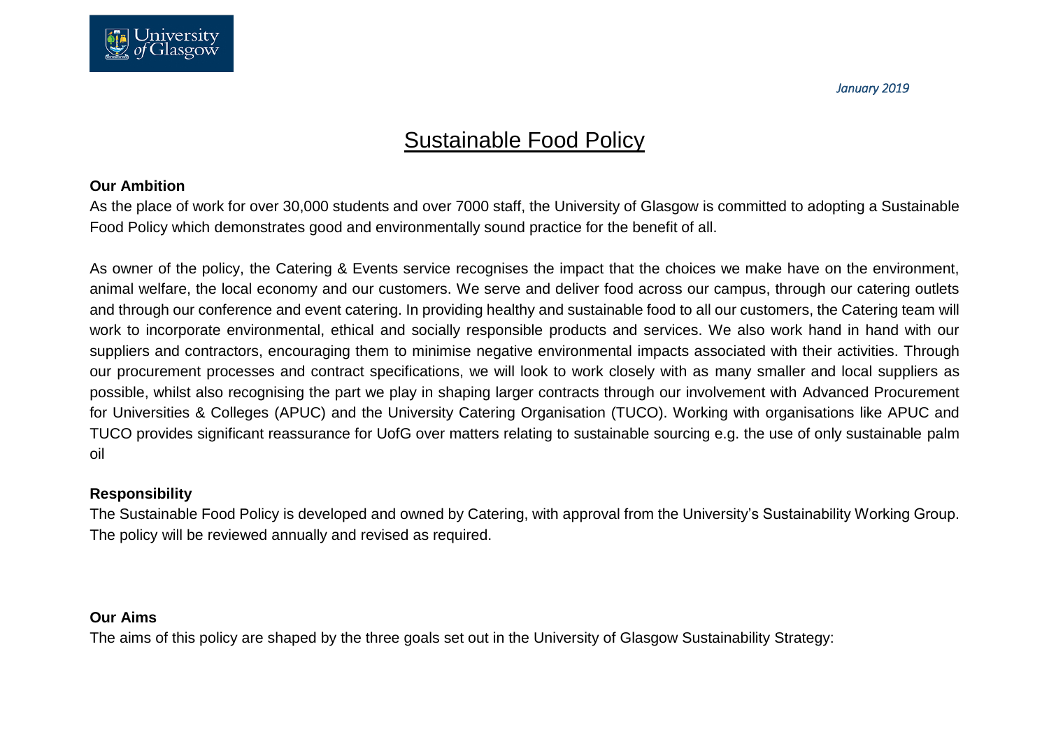*January 2019*

# Sustainable Food Policy

**Our Ambition**

As the place of work for over 30,000 students and over 7000 staff, the University of Glasgow is committed to adopting a Sustainable Food Policy which demonstrates good and environmentally sound practice for the benefit of all.

As owner of the policy, the Catering & Events service recognises the impact that the choices we make have on the environment, animal welfare, the local economy and our customers. We serve and deliver food across our campus, through our catering outlets and through our conference and event catering. In providing healthy and sustainable food to all our customers, the Catering team will work to incorporate environmental, ethical and socially responsible products and services. We also work hand in hand with our suppliers and contractors, encouraging them to minimise negative environmental impacts associated with their activities. Through our procurement processes and contract specifications, we will look to work closely with as many smaller and local suppliers as possible, whilst also recognising the part we play in shaping larger contracts through our involvement with Advanced Procurement for Universities & Colleges (APUC) and the University Catering Organisation (TUCO). Working with organisations like APUC and TUCO provides significant reassurance for UofG over matters relating to sustainable sourcing e.g. the use of only sustainable palm oil

**Responsibility**

The Sustainable Food Policy is developed and owned by Catering, with approval from the University's Sustainability Working Group. The policy will be reviewed annually and revised as required.

**Our Aims**

The aims of this policy are shaped by the three goals set out in the University of Glasgow Sustainability Strategy: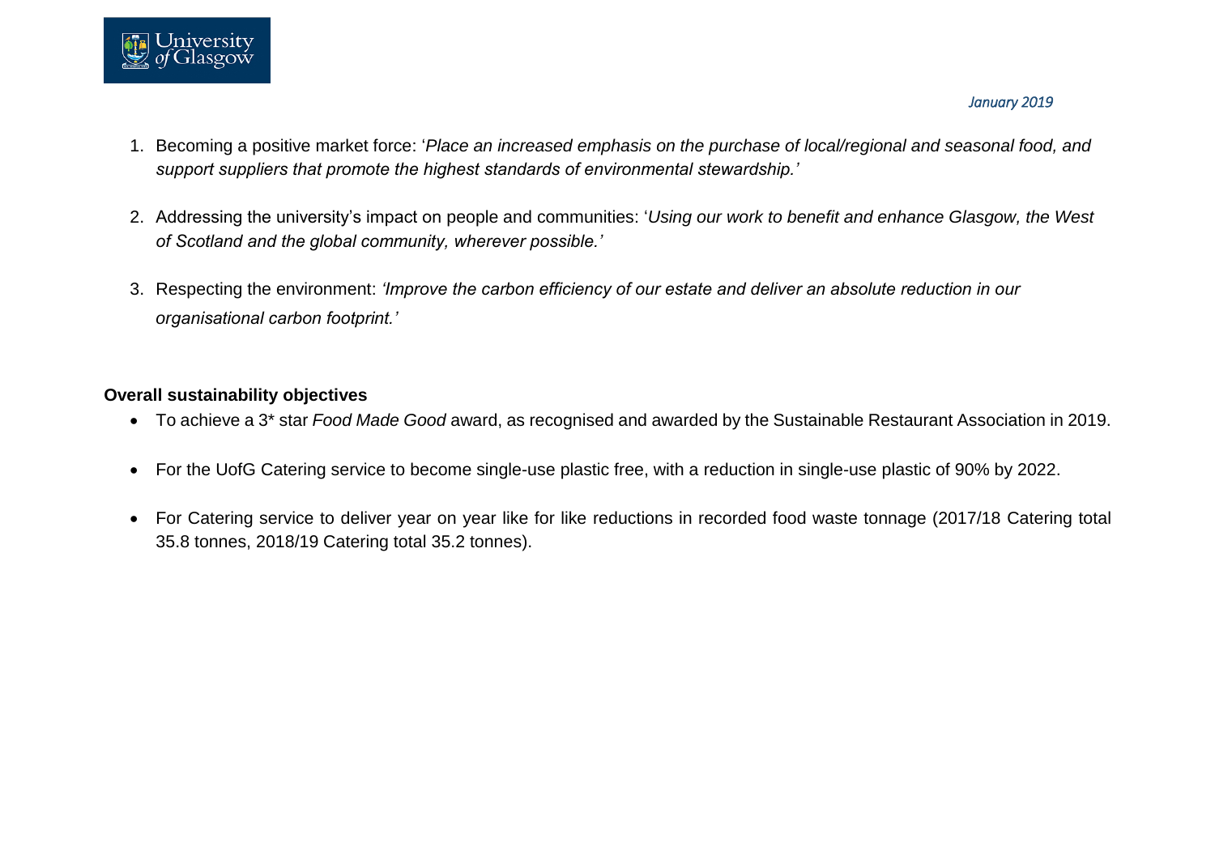1. Becoming a positive market force: '*Place an increased emphasis on the purchase of local/regional and seasonal food, and support suppliers that promote the highest standards of environmental stewardship.'*

2. Addressing the university's impact on people and communities: '*Using our work to benefit and enhance Glasgow, the West of Scotland and the global community, wherever possible.'*

3. Respecting the environment: *'Improve the carbon efficiency of our estate and deliver an absolute reduction in our organisational carbon footprint.'*

**Overall sustainability objectives**

- To achieve a 3* star *Food Made Good* award, as recognised and awarded by the Sustainable Restaurant Association in 2019.

- For the UofG Catering service to become single-use plastic free, with a reduction in single-use plastic of 90% by 2022.

- For Catering service to deliver year on year like for like reductions in recorded food waste tonnage (2017/18 Catering total 35.8 tonnes, 2018/19 Catering total 35.2 tonnes).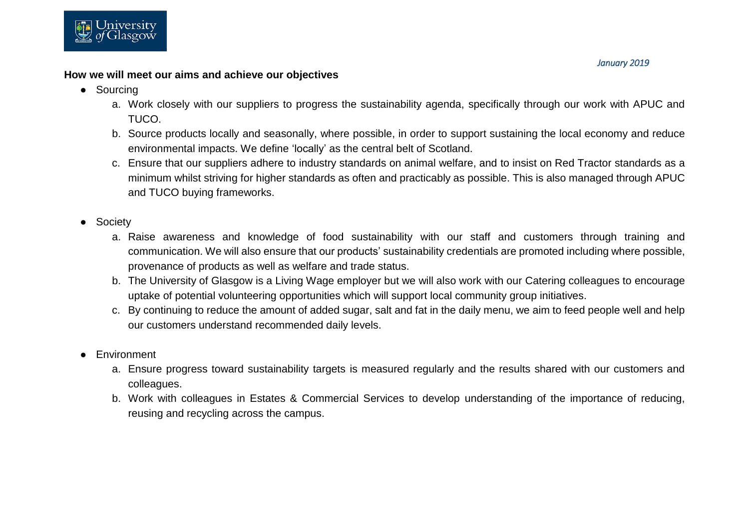**How we will meet our aims and achieve our objectives**

- Sourcing
    a. Work closely with our suppliers to progress the sustainability agenda, specifically through our work with APUC and TUCO.
    b. Source products locally and seasonally, where possible, in order to support sustaining the local economy and reduce environmental impacts. We define 'locally' as the central belt of Scotland.
    c. Ensure that our suppliers adhere to industry standards on animal welfare, and to insist on Red Tractor standards as a minimum whilst striving for higher standards as often and practicably as possible. This is also managed through APUC and TUCO buying frameworks.

- Society
    a. Raise awareness and knowledge of food sustainability with our staff and customers through training and communication. We will also ensure that our products' sustainability credentials are promoted including where possible, provenance of products as well as welfare and trade status.
    b. The University of Glasgow is a Living Wage employer but we will also work with our Catering colleagues to encourage uptake of potential volunteering opportunities which will support local community group initiatives.
    c. By continuing to reduce the amount of added sugar, salt and fat in the daily menu, we aim to feed people well and help our customers understand recommended daily levels.

- Environment
    a. Ensure progress toward sustainability targets is measured regularly and the results shared with our customers and colleagues.
    b. Work with colleagues in Estates & Commercial Services to develop understanding of the importance of reducing, reusing and recycling across the campus.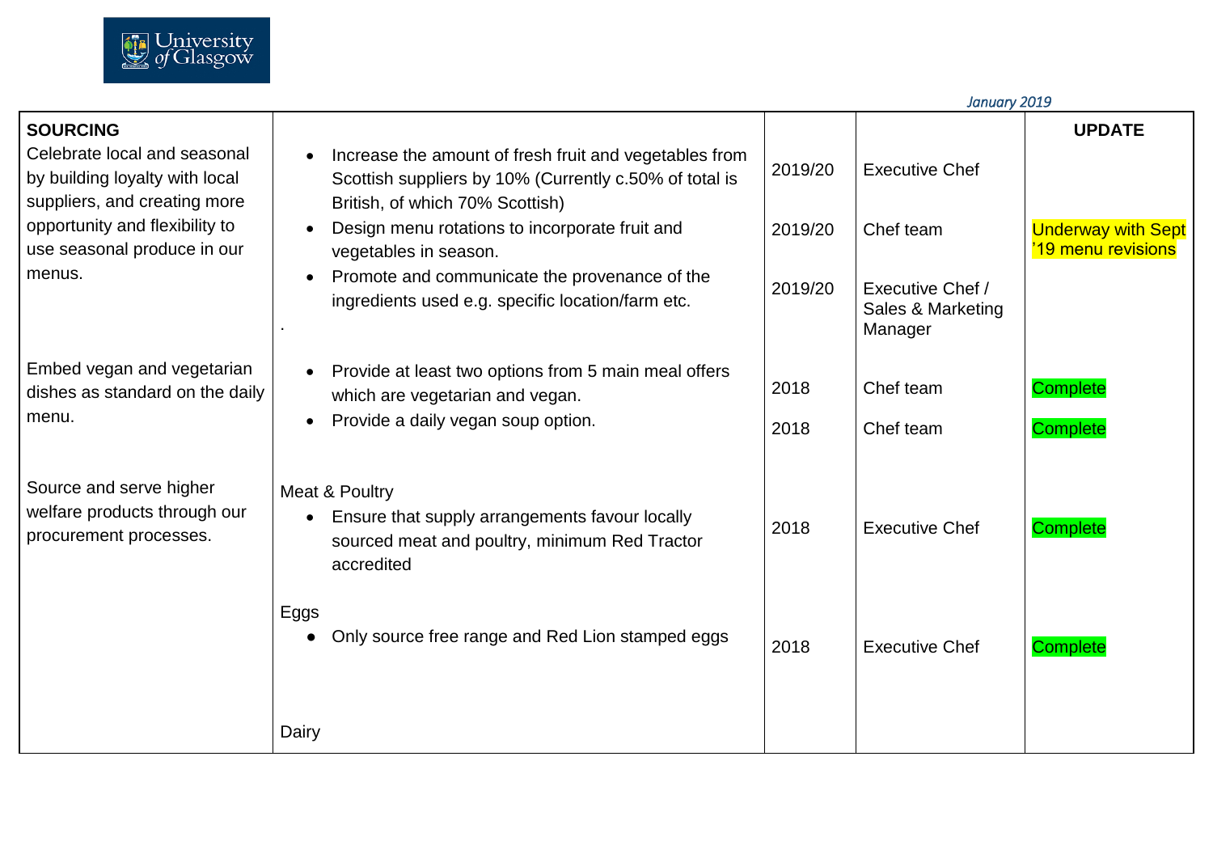*January 2019*

| SOURCING | | | | UPDATE |
|---|---|---|---|---|
| Celebrate local and seasonal by building loyalty with local suppliers, and creating more opportunity and flexibility to use seasonal produce in our menus. | • Increase the amount of fresh fruit and vegetables from Scottish suppliers by 10% (Currently c.50% of total is British, of which 70% Scottish) | 2019/20 | Executive Chef | |
| | • Design menu rotations to incorporate fruit and vegetables in season. | 2019/20 | Chef team | Underway with Sept '19 menu revisions |
| | • Promote and communicate the provenance of the ingredients used e.g. specific location/farm etc. . | 2019/20 | Executive Chef / Sales & Marketing Manager | |
| Embed vegan and vegetarian dishes as standard on the daily menu. | • Provide at least two options from 5 main meal offers which are vegetarian and vegan. | 2018 | Chef team | Complete |
| | • Provide a daily vegan soup option. | 2018 | Chef team | Complete |
| Source and serve higher welfare products through our procurement processes. | Meat & Poultry<br>• Ensure that supply arrangements favour locally sourced meat and poultry, minimum Red Tractor accredited | 2018 | Executive Chef | Complete |
| | Eggs<br>• Only source free range and Red Lion stamped eggs | 2018 | Executive Chef | Complete |
| | Dairy | | | |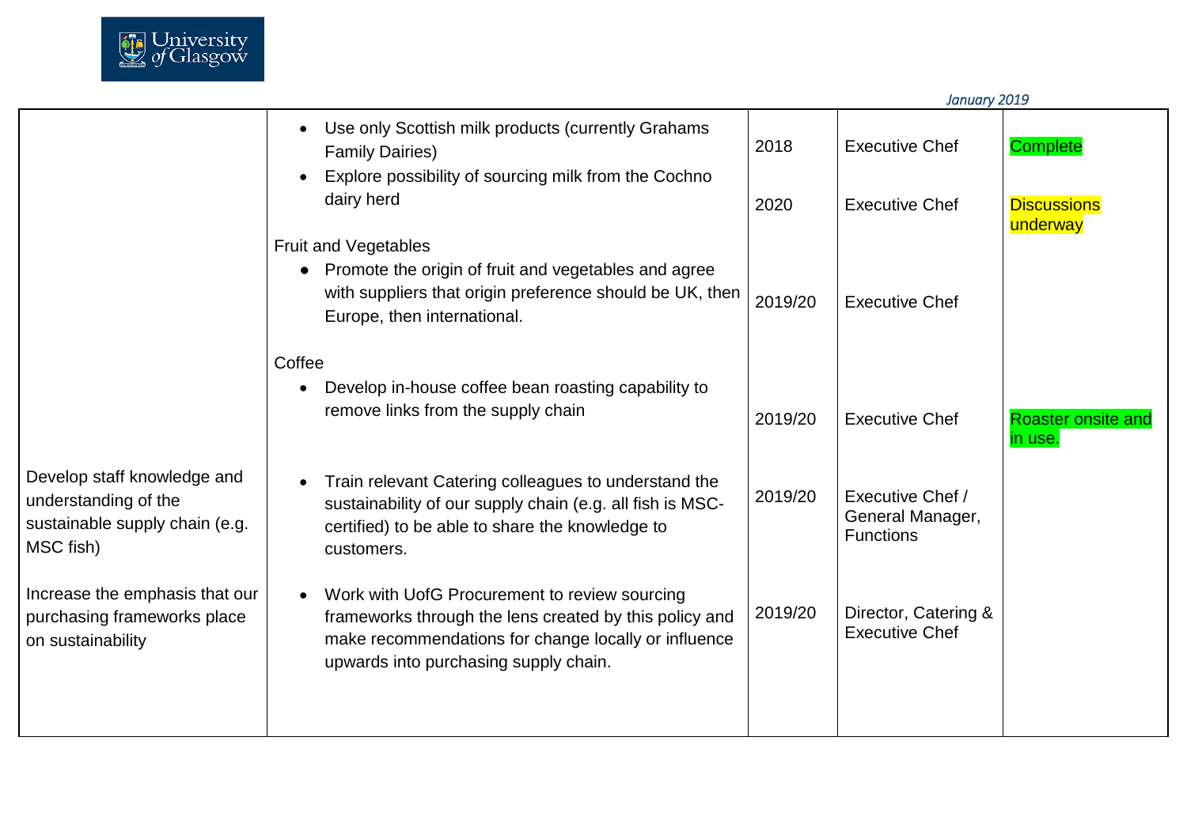*January 2019*

| | | | | |
|---|---|---|---|---|
| | • Use only Scottish milk products (currently Grahams Family Dairies)<br>• Explore possibility of sourcing milk from the Cochno dairy herd | 2018<br><br>2020 | Executive Chef<br><br>Executive Chef | Complete<br><br>Discussions underway |
| | Fruit and Vegetables<br>• Promote the origin of fruit and vegetables and agree with suppliers that origin preference should be UK, then Europe, then international. | 2019/20 | Executive Chef | |
| | Coffee<br>• Develop in-house coffee bean roasting capability to remove links from the supply chain | 2019/20 | Executive Chef | Roaster onsite and in use. |
| Develop staff knowledge and understanding of the sustainable supply chain (e.g. MSC fish) | • Train relevant Catering colleagues to understand the sustainability of our supply chain (e.g. all fish is MSC-certified) to be able to share the knowledge to customers. | 2019/20 | Executive Chef / General Manager, Functions | |
| Increase the emphasis that our purchasing frameworks place on sustainability | • Work with UofG Procurement to review sourcing frameworks through the lens created by this policy and make recommendations for change locally or influence upwards into purchasing supply chain. | 2019/20 | Director, Catering & Executive Chef | |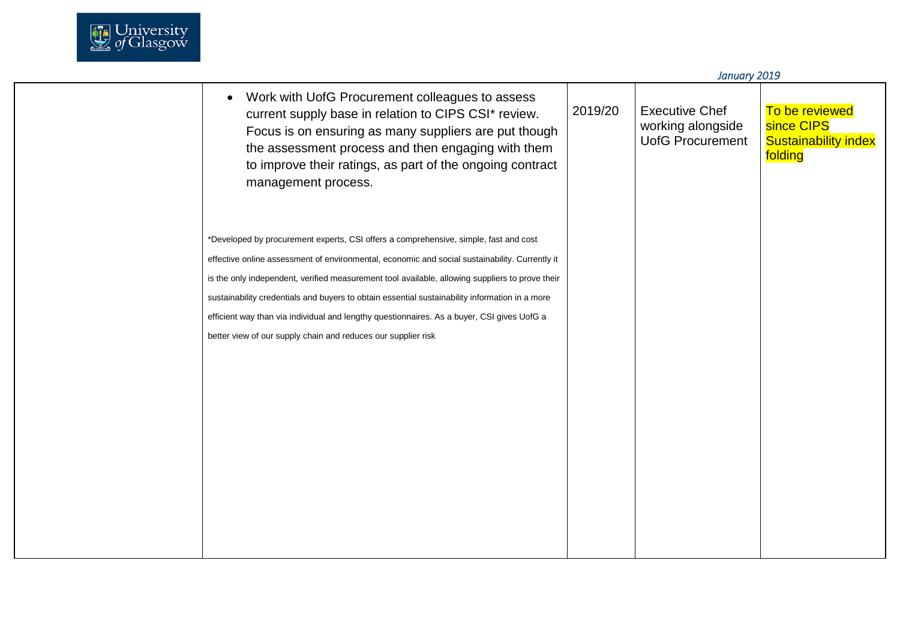| | | | | |
|---|---|---|---|---|
| | • Work with UofG Procurement colleagues to assess current supply base in relation to CIPS CSI* review. Focus is on ensuring as many suppliers are put though the assessment process and then engaging with them to improve their ratings, as part of the ongoing contract management process.<br><br>*Developed by procurement experts, CSI offers a comprehensive, simple, fast and cost effective online assessment of environmental, economic and social sustainability. Currently it is the only independent, verified measurement tool available, allowing suppliers to prove their sustainability credentials and buyers to obtain essential sustainability information in a more efficient way than via individual and lengthy questionnaires. As a buyer, CSI gives UofG a better view of our supply chain and reduces our supplier risk | 2019/20 | Executive Chef working alongside UofG Procurement | To be reviewed since CIPS Sustainability index folding |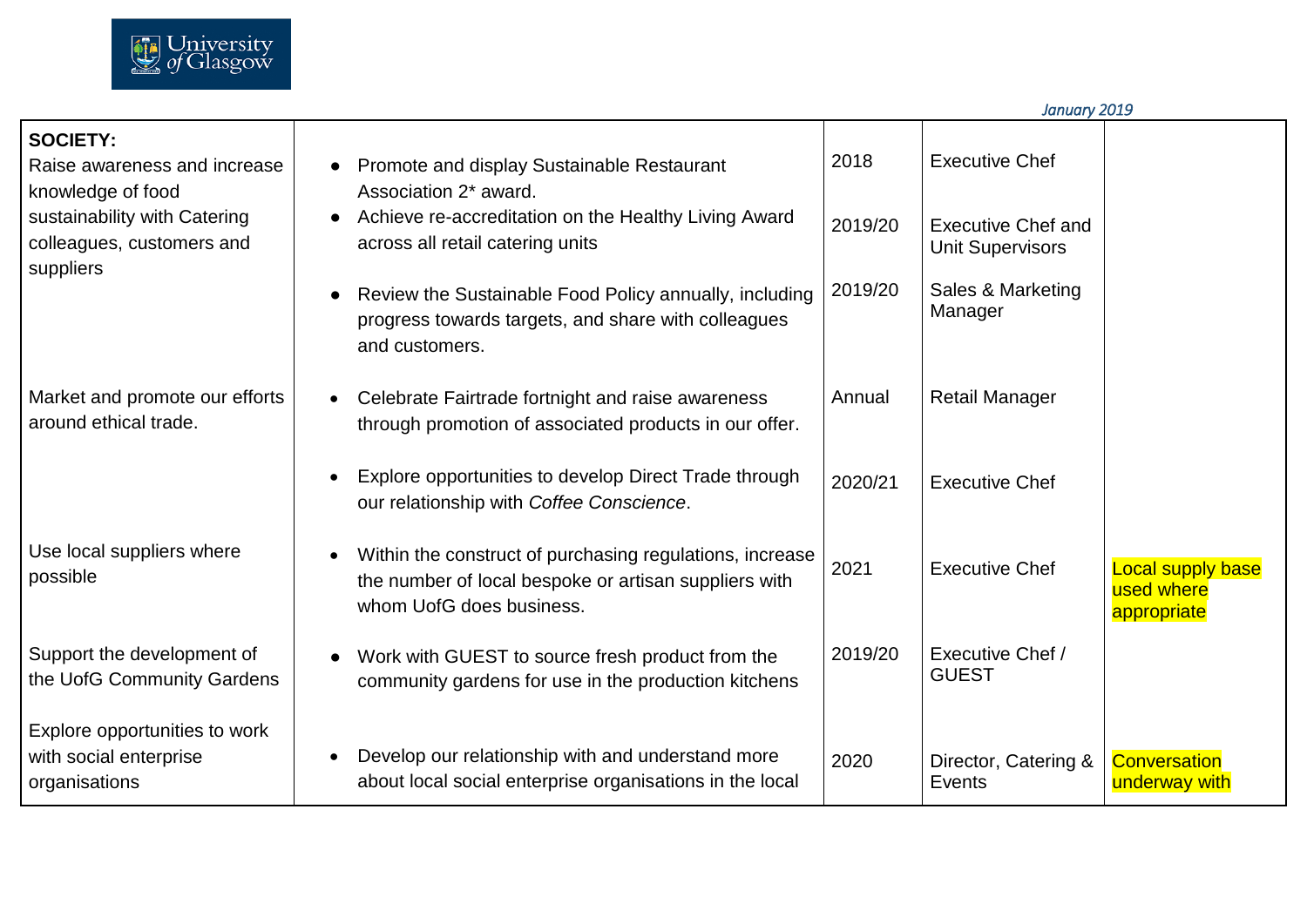*January 2019*

| | | | | |
|---|---|---|---|---|
| **SOCIETY:**<br>Raise awareness and increase knowledge of food sustainability with Catering colleagues, customers and suppliers | • Promote and display Sustainable Restaurant Association 2* award.<br>• Achieve re-accreditation on the Healthy Living Award across all retail catering units<br>• Review the Sustainable Food Policy annually, including progress towards targets, and share with colleagues and customers. | 2018<br><br>2019/20<br><br>2019/20 | Executive Chef<br><br>Executive Chef and Unit Supervisors<br><br>Sales & Marketing Manager | |
| Market and promote our efforts around ethical trade. | • Celebrate Fairtrade fortnight and raise awareness through promotion of associated products in our offer.<br>• Explore opportunities to develop Direct Trade through our relationship with *Coffee Conscience*. | Annual<br><br>2020/21 | Retail Manager<br><br>Executive Chef | |
| Use local suppliers where possible | • Within the construct of purchasing regulations, increase the number of local bespoke or artisan suppliers with whom UofG does business. | 2021 | Executive Chef | Local supply base used where appropriate |
| Support the development of the UofG Community Gardens | • Work with GUEST to source fresh product from the community gardens for use in the production kitchens | 2019/20 | Executive Chef / GUEST | |
| Explore opportunities to work with social enterprise organisations | • Develop our relationship with and understand more about local social enterprise organisations in the local | 2020 | Director, Catering & Events | Conversation underway with |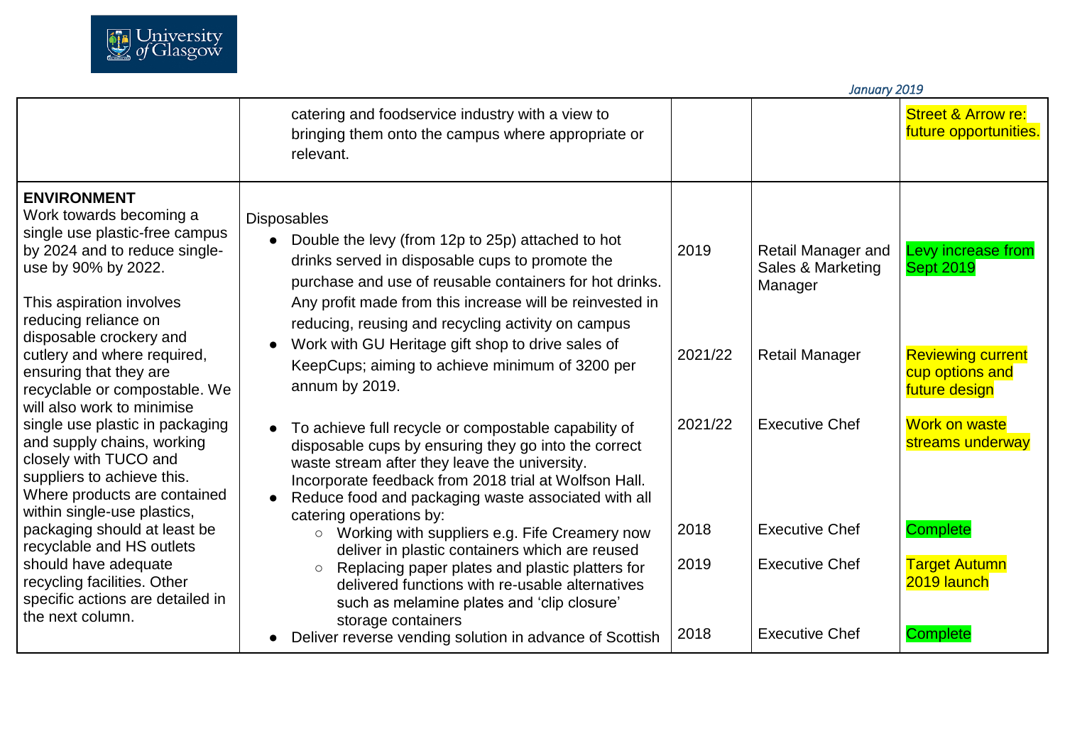| | | | | |
|---|---|---|---|---|
| | catering and foodservice industry with a view to bringing them onto the campus where appropriate or relevant. | | | Street & Arrow re: future opportunities. |
| **ENVIRONMENT**<br>Work towards becoming a single use plastic-free campus by 2024 and to reduce single-use by 90% by 2022.<br><br>This aspiration involves reducing reliance on disposable crockery and cutlery and where required, ensuring that they are recyclable or compostable. We will also work to minimise single use plastic in packaging and supply chains, working closely with TUCO and suppliers to achieve this. Where products are contained within single-use plastics, packaging should at least be recyclable and HS outlets should have adequate recycling facilities. Other specific actions are detailed in the next column. | Disposables<br>● Double the levy (from 12p to 25p) attached to hot drinks served in disposable cups to promote the purchase and use of reusable containers for hot drinks. Any profit made from this increase will be reinvested in reducing, reusing and recycling activity on campus | 2019 | Retail Manager and Sales & Marketing Manager | Levy increase from Sept 2019 |
| | ● Work with GU Heritage gift shop to drive sales of KeepCups; aiming to achieve minimum of 3200 per annum by 2019. | 2021/22 | Retail Manager | Reviewing current cup options and future design |
| | ● To achieve full recycle or compostable capability of disposable cups by ensuring they go into the correct waste stream after they leave the university. Incorporate feedback from 2018 trial at Wolfson Hall. | 2021/22 | Executive Chef | Work on waste streams underway |
| | ● Reduce food and packaging waste associated with all catering operations by:<br>○ Working with suppliers e.g. Fife Creamery now deliver in plastic containers which are reused | 2018 | Executive Chef | Complete |
| | ○ Replacing paper plates and plastic platters for delivered functions with re-usable alternatives such as melamine plates and 'clip closure' storage containers | 2019 | Executive Chef | Target Autumn 2019 launch |
| | ● Deliver reverse vending solution in advance of Scottish | 2018 | Executive Chef | Complete |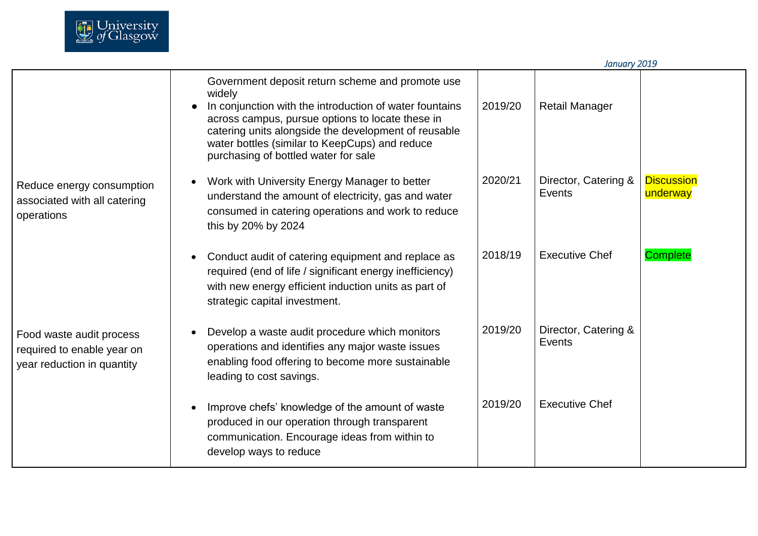| | | | | |
|---|---|---|---|---|
| | Government deposit return scheme and promote use widely | | | |
| | • In conjunction with the introduction of water fountains across campus, pursue options to locate these in catering units alongside the development of reusable water bottles (similar to KeepCups) and reduce purchasing of bottled water for sale | 2019/20 | Retail Manager | |
| Reduce energy consumption associated with all catering operations | • Work with University Energy Manager to better understand the amount of electricity, gas and water consumed in catering operations and work to reduce this by 20% by 2024 | 2020/21 | Director, Catering & Events | Discussion underway |
| | • Conduct audit of catering equipment and replace as required (end of life / significant energy inefficiency) with new energy efficient induction units as part of strategic capital investment. | 2018/19 | Executive Chef | Complete |
| Food waste audit process required to enable year on year reduction in quantity | • Develop a waste audit procedure which monitors operations and identifies any major waste issues enabling food offering to become more sustainable leading to cost savings. | 2019/20 | Director, Catering & Events | |
| | • Improve chefs' knowledge of the amount of waste produced in our operation through transparent communication. Encourage ideas from within to develop ways to reduce | 2019/20 | Executive Chef | |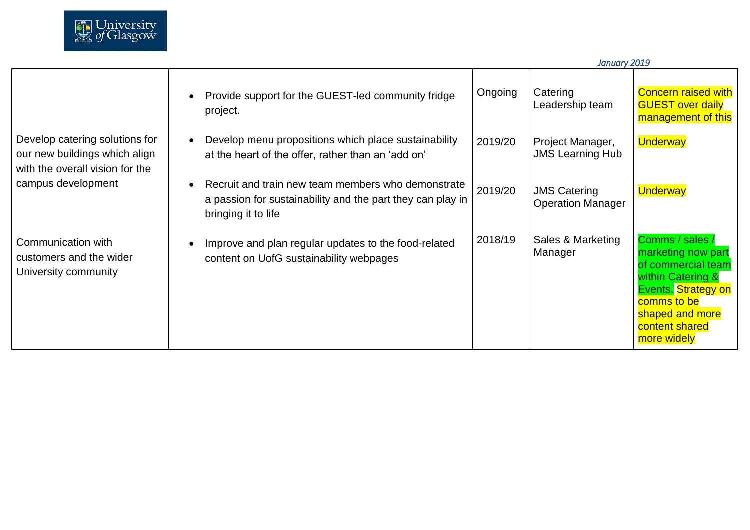*January 2019*

| | | | | |
|---|---|---|---|---|
| | • Provide support for the GUEST-led community fridge project. | Ongoing | Catering Leadership team | Concern raised with GUEST over daily management of this |
| Develop catering solutions for our new buildings which align with the overall vision for the campus development | • Develop menu propositions which place sustainability at the heart of the offer, rather than an 'add on' | 2019/20 | Project Manager, JMS Learning Hub | Underway |
| | • Recruit and train new team members who demonstrate a passion for sustainability and the part they can play in bringing it to life | 2019/20 | JMS Catering Operation Manager | Underway |
| Communication with customers and the wider University community | • Improve and plan regular updates to the food-related content on UofG sustainability webpages | 2018/19 | Sales & Marketing Manager | Comms / sales / marketing now part of commercial team within Catering & Events. Strategy on comms to be shaped and more content shared more widely |